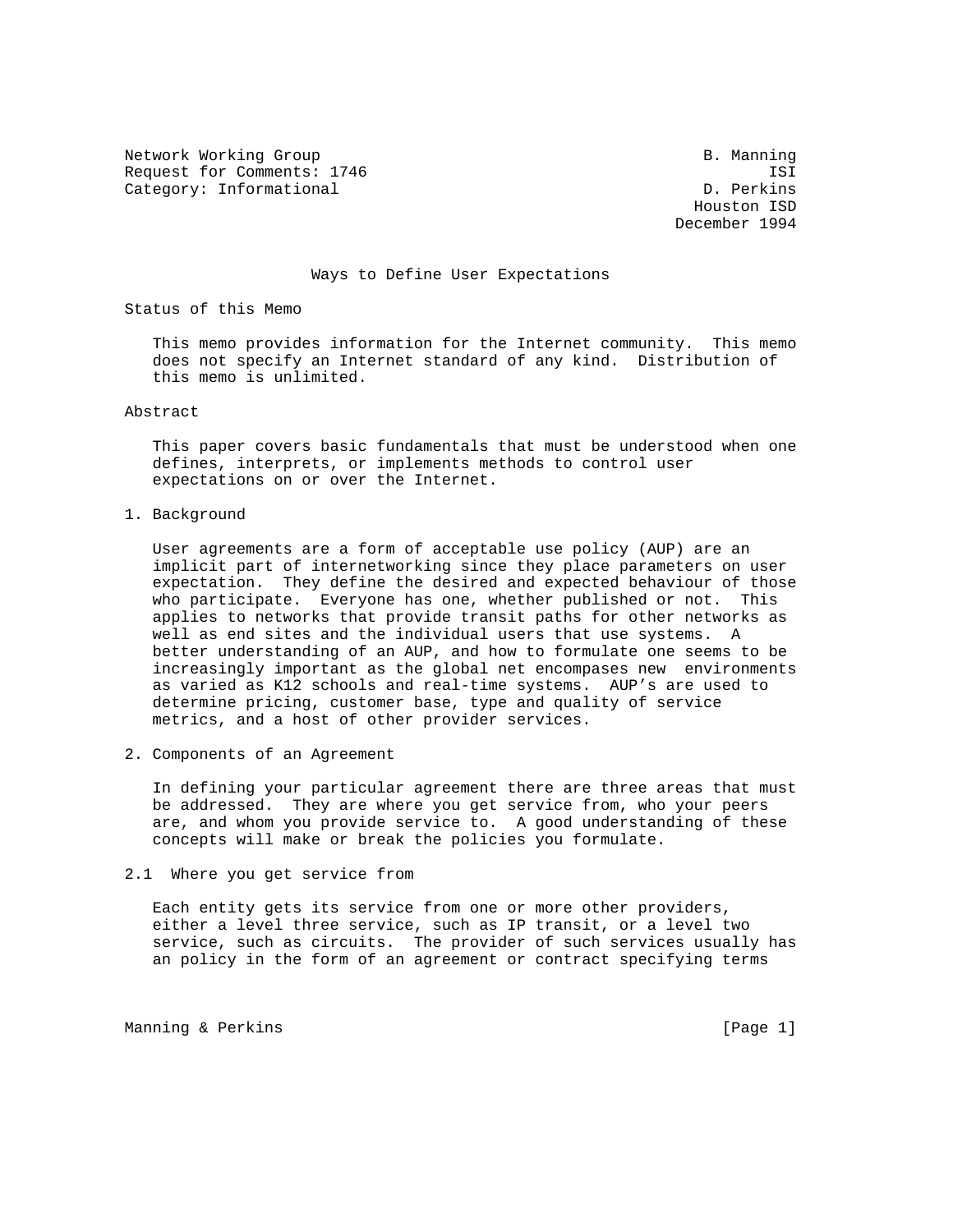Network Working Group B. Manning
Request for Comments: 1746 ISI
Category: Informational D. Perkins
Houston ISD
December 1994

# Ways to Define User Expectations

## Status of this Memo

This memo provides information for the Internet community. This memo does not specify an Internet standard of any kind. Distribution of this memo is unlimited.

## Abstract

This paper covers basic fundamentals that must be understood when one defines, interprets, or implements methods to control user expectations on or over the Internet.

## 1. Background

User agreements are a form of acceptable use policy (AUP) are an implicit part of internetworking since they place parameters on user expectation. They define the desired and expected behaviour of those who participate. Everyone has one, whether published or not. This applies to networks that provide transit paths for other networks as well as end sites and the individual users that use systems. A better understanding of an AUP, and how to formulate one seems to be increasingly important as the global net encompases new environments as varied as K12 schools and real-time systems. AUP's are used to determine pricing, customer base, type and quality of service metrics, and a host of other provider services.

## 2. Components of an Agreement

In defining your particular agreement there are three areas that must be addressed. They are where you get service from, who your peers are, and whom you provide service to. A good understanding of these concepts will make or break the policies you formulate.

### 2.1 Where you get service from

Each entity gets its service from one or more other providers, either a level three service, such as IP transit, or a level two service, such as circuits. The provider of such services usually has an policy in the form of an agreement or contract specifying terms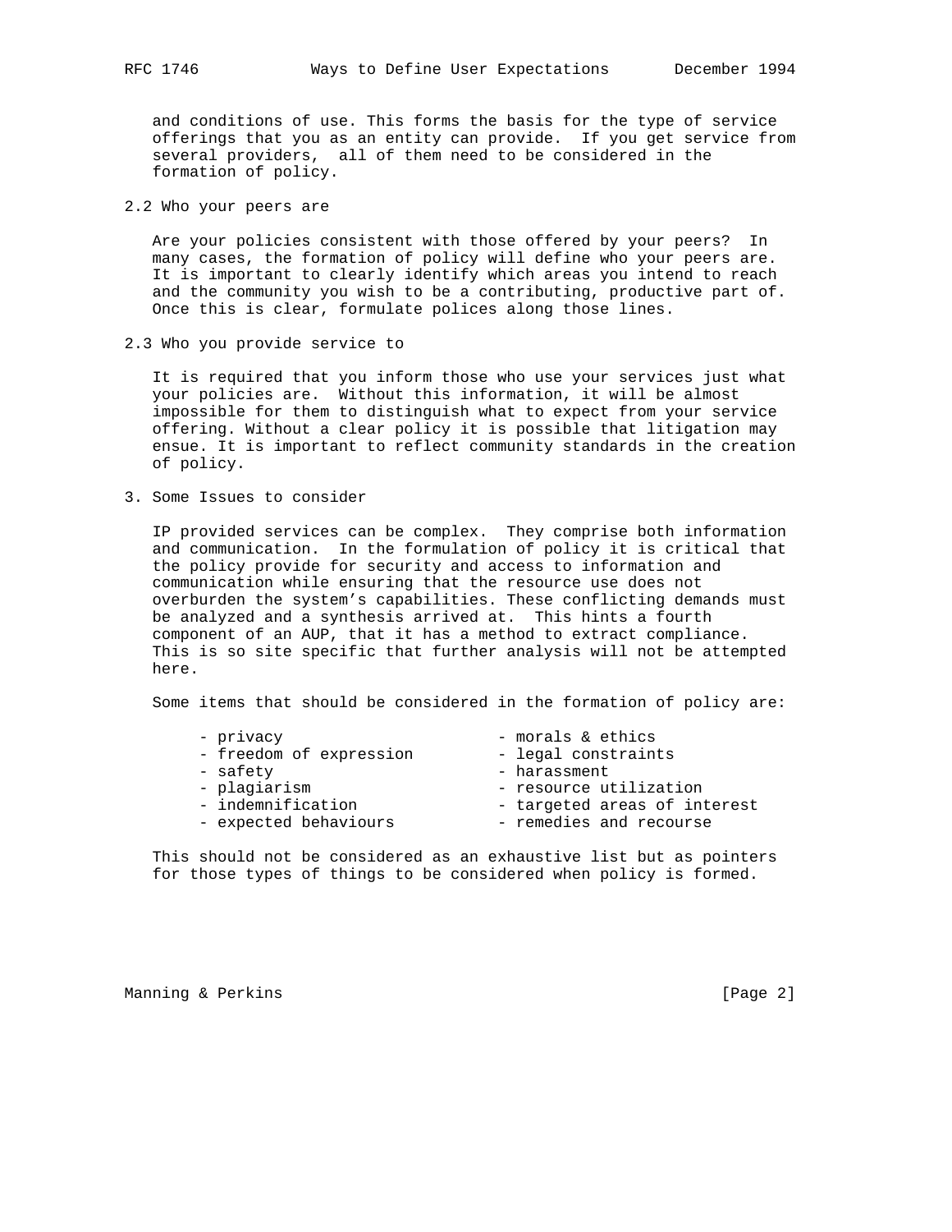and conditions of use. This forms the basis for the type of service offerings that you as an entity can provide. If you get service from several providers, all of them need to be considered in the formation of policy.

## 2.2 Who your peers are

Are your policies consistent with those offered by your peers? In many cases, the formation of policy will define who your peers are. It is important to clearly identify which areas you intend to reach and the community you wish to be a contributing, productive part of. Once this is clear, formulate polices along those lines.

## 2.3 Who you provide service to

It is required that you inform those who use your services just what your policies are. Without this information, it will be almost impossible for them to distinguish what to expect from your service offering. Without a clear policy it is possible that litigation may ensue. It is important to reflect community standards in the creation of policy.

# 3. Some Issues to consider

IP provided services can be complex. They comprise both information and communication. In the formulation of policy it is critical that the policy provide for security and access to information and communication while ensuring that the resource use does not overburden the system's capabilities. These conflicting demands must be analyzed and a synthesis arrived at. This hints a fourth component of an AUP, that it has a method to extract compliance. This is so site specific that further analysis will not be attempted here.

Some items that should be considered in the formation of policy are:

- privacy
- freedom of expression
- safety
- plagiarism
- indemnification
- expected behaviours
- morals & ethics
- legal constraints
- harassment
- resource utilization
- targeted areas of interest
- remedies and recourse

This should not be considered as an exhaustive list but as pointers for those types of things to be considered when policy is formed.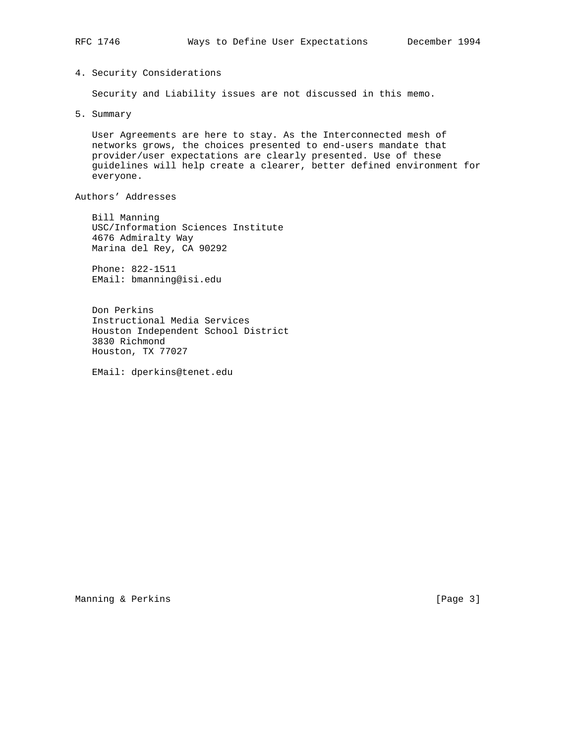## 4. Security Considerations

Security and Liability issues are not discussed in this memo.

## 5. Summary

User Agreements are here to stay. As the Interconnected mesh of networks grows, the choices presented to end-users mandate that provider/user expectations are clearly presented. Use of these guidelines will help create a clearer, better defined environment for everyone.

## Authors' Addresses

Bill Manning
USC/Information Sciences Institute
4676 Admiralty Way
Marina del Rey, CA 90292

Phone: 822-1511
EMail: bmanning@isi.edu

Don Perkins
Instructional Media Services
Houston Independent School District
3830 Richmond
Houston, TX 77027

EMail: dperkins@tenet.edu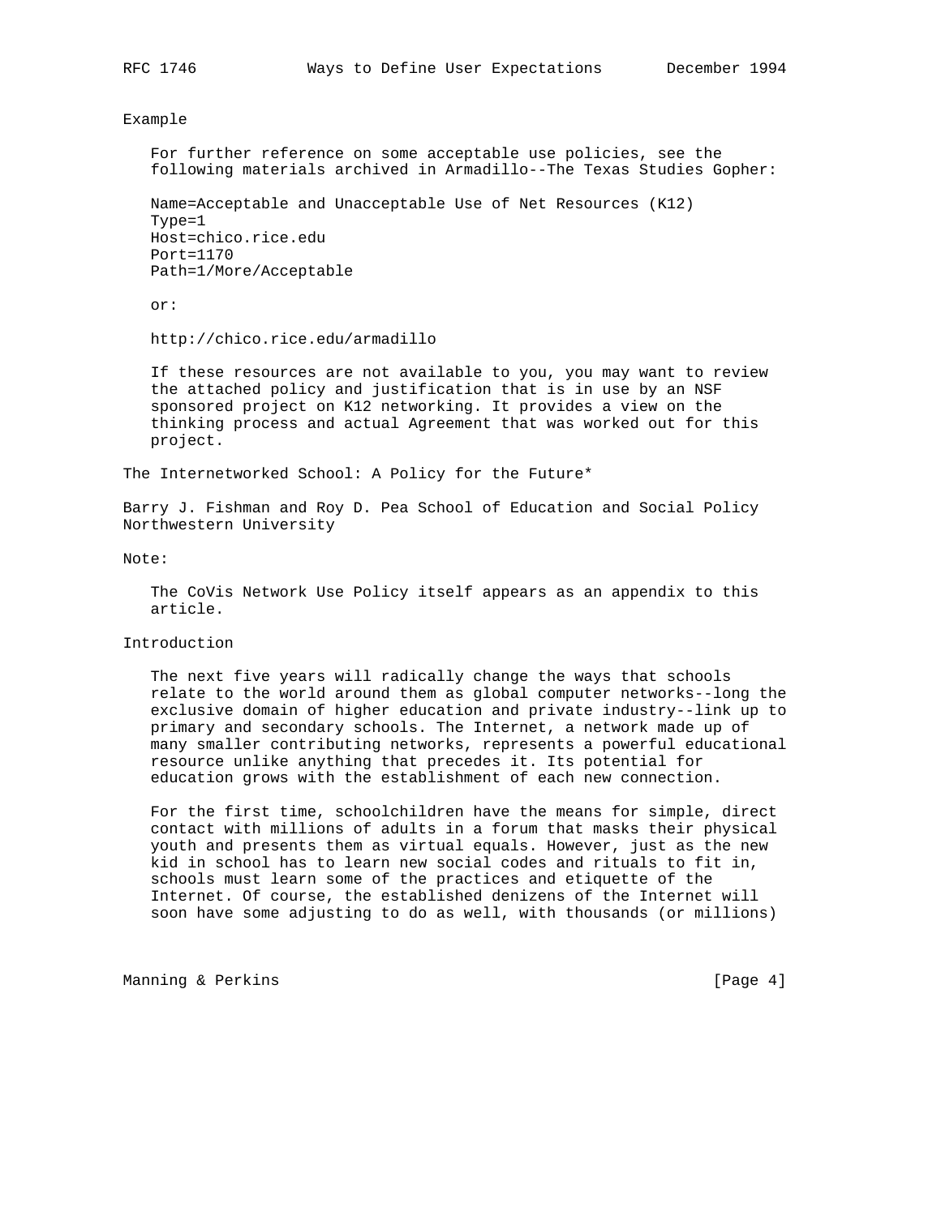## Example

For further reference on some acceptable use policies, see the following materials archived in Armadillo--The Texas Studies Gopher:

```
Name=Acceptable and Unacceptable Use of Net Resources (K12)
Type=1
Host=chico.rice.edu
Port=1170
Path=1/More/Acceptable
```

or:

http://chico.rice.edu/armadillo

If these resources are not available to you, you may want to review the attached policy and justification that is in use by an NSF sponsored project on K12 networking. It provides a view on the thinking process and actual Agreement that was worked out for this project.

## The Internetworked School: A Policy for the Future*

Barry J. Fishman and Roy D. Pea School of Education and Social Policy Northwestern University

Note:

The CoVis Network Use Policy itself appears as an appendix to this article.

### Introduction

The next five years will radically change the ways that schools relate to the world around them as global computer networks--long the exclusive domain of higher education and private industry--link up to primary and secondary schools. The Internet, a network made up of many smaller contributing networks, represents a powerful educational resource unlike anything that precedes it. Its potential for education grows with the establishment of each new connection.

For the first time, schoolchildren have the means for simple, direct contact with millions of adults in a forum that masks their physical youth and presents them as virtual equals. However, just as the new kid in school has to learn new social codes and rituals to fit in, schools must learn some of the practices and etiquette of the Internet. Of course, the established denizens of the Internet will soon have some adjusting to do as well, with thousands (or millions)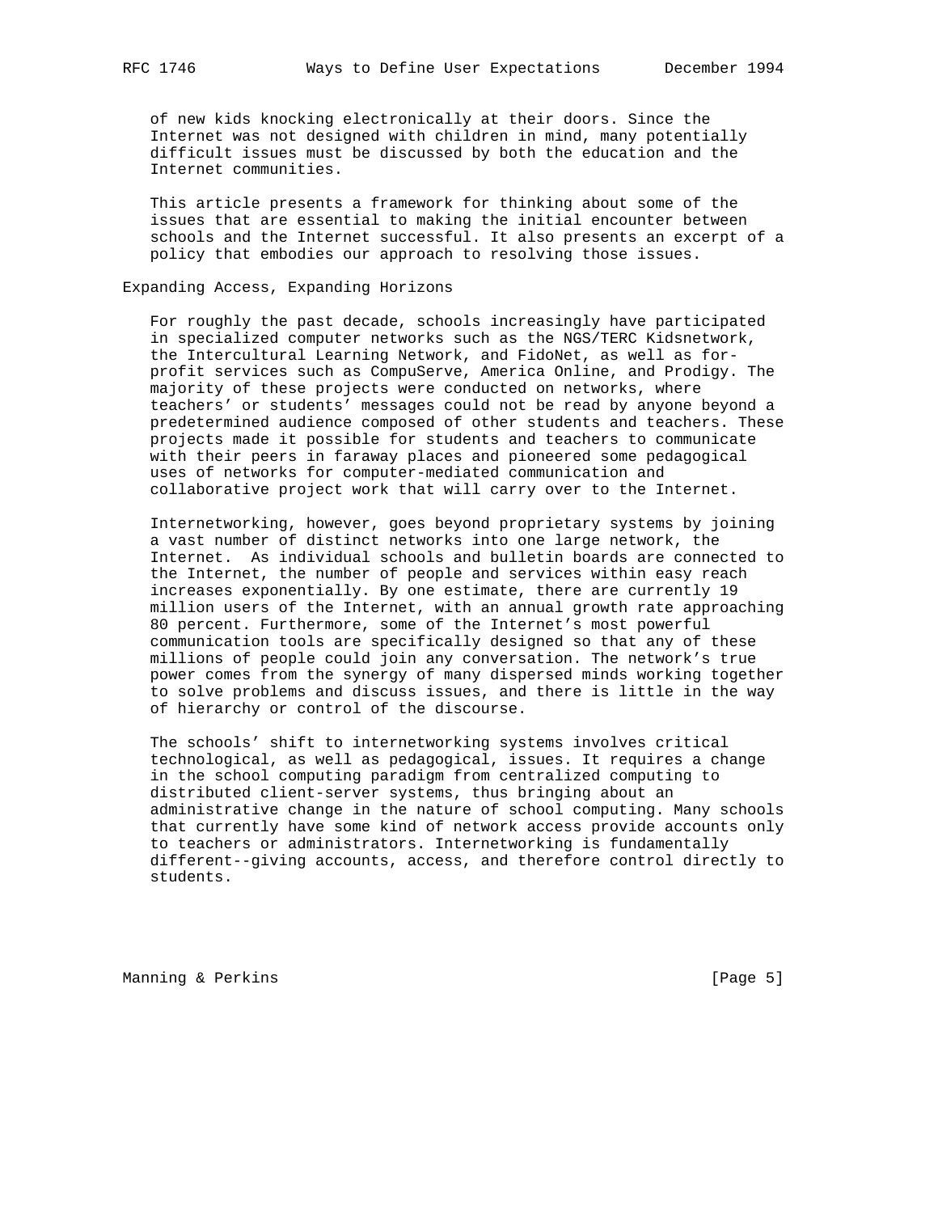of new kids knocking electronically at their doors. Since the Internet was not designed with children in mind, many potentially difficult issues must be discussed by both the education and the Internet communities.

This article presents a framework for thinking about some of the issues that are essential to making the initial encounter between schools and the Internet successful. It also presents an excerpt of a policy that embodies our approach to resolving those issues.

## Expanding Access, Expanding Horizons

For roughly the past decade, schools increasingly have participated in specialized computer networks such as the NGS/TERC Kidsnetwork, the Intercultural Learning Network, and FidoNet, as well as for-profit services such as CompuServe, America Online, and Prodigy. The majority of these projects were conducted on networks, where teachers' or students' messages could not be read by anyone beyond a predetermined audience composed of other students and teachers. These projects made it possible for students and teachers to communicate with their peers in faraway places and pioneered some pedagogical uses of networks for computer-mediated communication and collaborative project work that will carry over to the Internet.

Internetworking, however, goes beyond proprietary systems by joining a vast number of distinct networks into one large network, the Internet. As individual schools and bulletin boards are connected to the Internet, the number of people and services within easy reach increases exponentially. By one estimate, there are currently 19 million users of the Internet, with an annual growth rate approaching 80 percent. Furthermore, some of the Internet's most powerful communication tools are specifically designed so that any of these millions of people could join any conversation. The network's true power comes from the synergy of many dispersed minds working together to solve problems and discuss issues, and there is little in the way of hierarchy or control of the discourse.

The schools' shift to internetworking systems involves critical technological, as well as pedagogical, issues. It requires a change in the school computing paradigm from centralized computing to distributed client-server systems, thus bringing about an administrative change in the nature of school computing. Many schools that currently have some kind of network access provide accounts only to teachers or administrators. Internetworking is fundamentally different--giving accounts, access, and therefore control directly to students.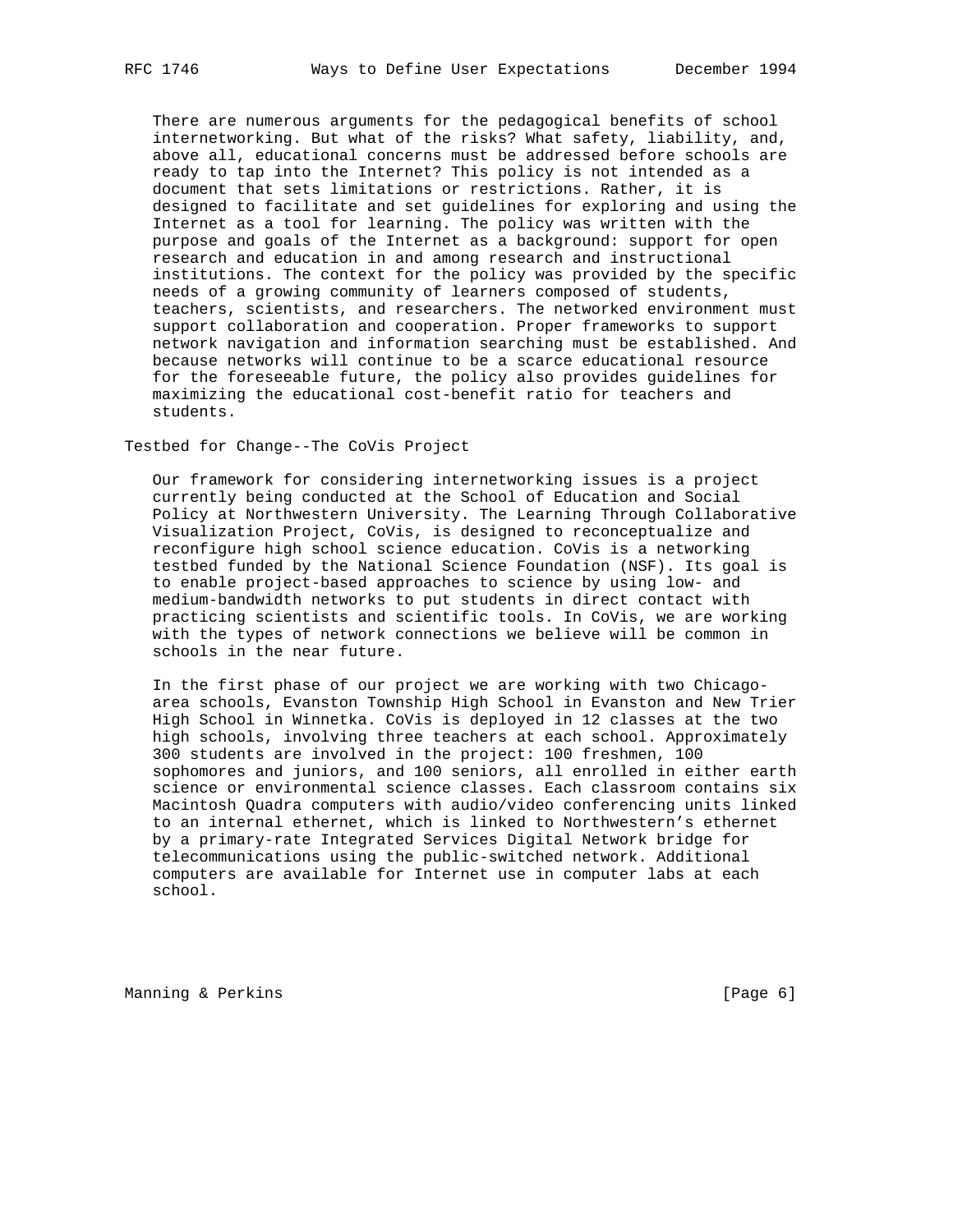There are numerous arguments for the pedagogical benefits of school internetworking. But what of the risks? What safety, liability, and, above all, educational concerns must be addressed before schools are ready to tap into the Internet? This policy is not intended as a document that sets limitations or restrictions. Rather, it is designed to facilitate and set guidelines for exploring and using the Internet as a tool for learning. The policy was written with the purpose and goals of the Internet as a background: support for open research and education in and among research and instructional institutions. The context for the policy was provided by the specific needs of a growing community of learners composed of students, teachers, scientists, and researchers. The networked environment must support collaboration and cooperation. Proper frameworks to support network navigation and information searching must be established. And because networks will continue to be a scarce educational resource for the foreseeable future, the policy also provides guidelines for maximizing the educational cost-benefit ratio for teachers and students.

## Testbed for Change--The CoVis Project

Our framework for considering internetworking issues is a project currently being conducted at the School of Education and Social Policy at Northwestern University. The Learning Through Collaborative Visualization Project, CoVis, is designed to reconceptualize and reconfigure high school science education. CoVis is a networking testbed funded by the National Science Foundation (NSF). Its goal is to enable project-based approaches to science by using low- and medium-bandwidth networks to put students in direct contact with practicing scientists and scientific tools. In CoVis, we are working with the types of network connections we believe will be common in schools in the near future.

In the first phase of our project we are working with two Chicago-area schools, Evanston Township High School in Evanston and New Trier High School in Winnetka. CoVis is deployed in 12 classes at the two high schools, involving three teachers at each school. Approximately 300 students are involved in the project: 100 freshmen, 100 sophomores and juniors, and 100 seniors, all enrolled in either earth science or environmental science classes. Each classroom contains six Macintosh Quadra computers with audio/video conferencing units linked to an internal ethernet, which is linked to Northwestern's ethernet by a primary-rate Integrated Services Digital Network bridge for telecommunications using the public-switched network. Additional computers are available for Internet use in computer labs at each school.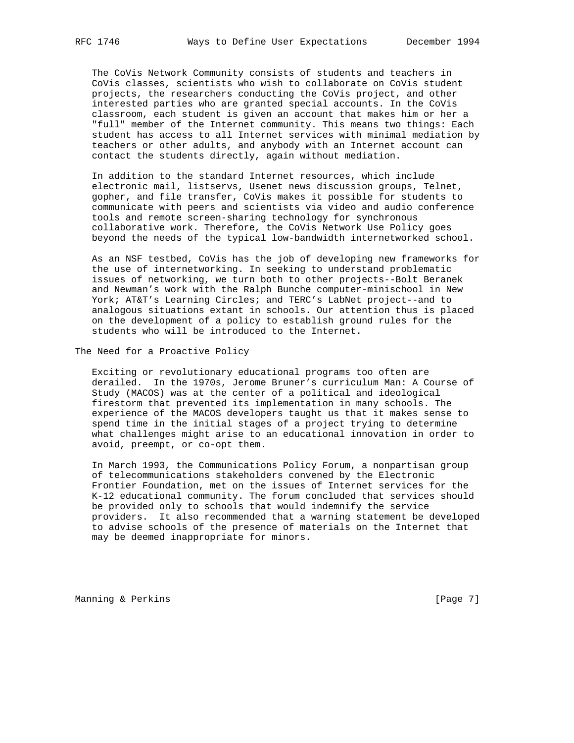The CoVis Network Community consists of students and teachers in CoVis classes, scientists who wish to collaborate on CoVis student projects, the researchers conducting the CoVis project, and other interested parties who are granted special accounts. In the CoVis classroom, each student is given an account that makes him or her a "full" member of the Internet community. This means two things: Each student has access to all Internet services with minimal mediation by teachers or other adults, and anybody with an Internet account can contact the students directly, again without mediation.

In addition to the standard Internet resources, which include electronic mail, listservs, Usenet news discussion groups, Telnet, gopher, and file transfer, CoVis makes it possible for students to communicate with peers and scientists via video and audio conference tools and remote screen-sharing technology for synchronous collaborative work. Therefore, the CoVis Network Use Policy goes beyond the needs of the typical low-bandwidth internetworked school.

As an NSF testbed, CoVis has the job of developing new frameworks for the use of internetworking. In seeking to understand problematic issues of networking, we turn both to other projects--Bolt Beranek and Newman's work with the Ralph Bunche computer-minischool in New York; AT&T's Learning Circles; and TERC's LabNet project--and to analogous situations extant in schools. Our attention thus is placed on the development of a policy to establish ground rules for the students who will be introduced to the Internet.

## The Need for a Proactive Policy

Exciting or revolutionary educational programs too often are derailed. In the 1970s, Jerome Bruner's curriculum Man: A Course of Study (MACOS) was at the center of a political and ideological firestorm that prevented its implementation in many schools. The experience of the MACOS developers taught us that it makes sense to spend time in the initial stages of a project trying to determine what challenges might arise to an educational innovation in order to avoid, preempt, or co-opt them.

In March 1993, the Communications Policy Forum, a nonpartisan group of telecommunications stakeholders convened by the Electronic Frontier Foundation, met on the issues of Internet services for the K-12 educational community. The forum concluded that services should be provided only to schools that would indemnify the service providers. It also recommended that a warning statement be developed to advise schools of the presence of materials on the Internet that may be deemed inappropriate for minors.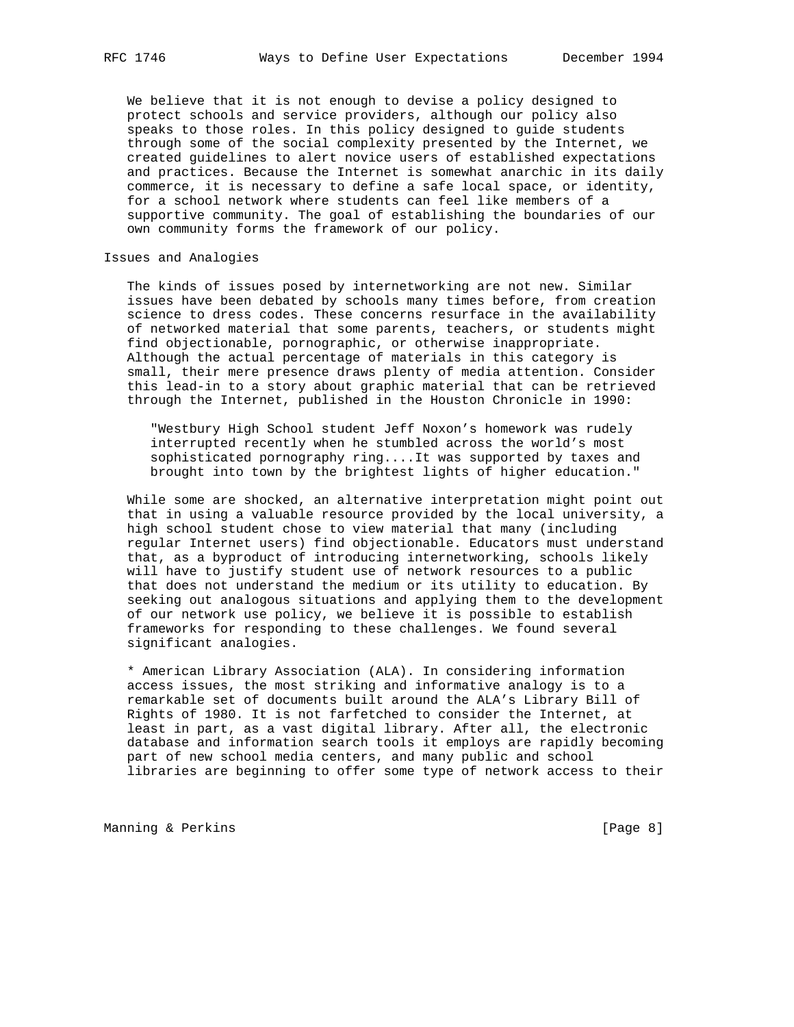We believe that it is not enough to devise a policy designed to protect schools and service providers, although our policy also speaks to those roles. In this policy designed to guide students through some of the social complexity presented by the Internet, we created guidelines to alert novice users of established expectations and practices. Because the Internet is somewhat anarchic in its daily commerce, it is necessary to define a safe local space, or identity, for a school network where students can feel like members of a supportive community. The goal of establishing the boundaries of our own community forms the framework of our policy.

## Issues and Analogies

The kinds of issues posed by internetworking are not new. Similar issues have been debated by schools many times before, from creation science to dress codes. These concerns resurface in the availability of networked material that some parents, teachers, or students might find objectionable, pornographic, or otherwise inappropriate. Although the actual percentage of materials in this category is small, their mere presence draws plenty of media attention. Consider this lead-in to a story about graphic material that can be retrieved through the Internet, published in the Houston Chronicle in 1990:

> "Westbury High School student Jeff Noxon's homework was rudely interrupted recently when he stumbled across the world's most sophisticated pornography ring....It was supported by taxes and brought into town by the brightest lights of higher education."

While some are shocked, an alternative interpretation might point out that in using a valuable resource provided by the local university, a high school student chose to view material that many (including regular Internet users) find objectionable. Educators must understand that, as a byproduct of introducing internetworking, schools likely will have to justify student use of network resources to a public that does not understand the medium or its utility to education. By seeking out analogous situations and applying them to the development of our network use policy, we believe it is possible to establish frameworks for responding to these challenges. We found several significant analogies.

* American Library Association (ALA). In considering information access issues, the most striking and informative analogy is to a remarkable set of documents built around the ALA's Library Bill of Rights of 1980. It is not farfetched to consider the Internet, at least in part, as a vast digital library. After all, the electronic database and information search tools it employs are rapidly becoming part of new school media centers, and many public and school libraries are beginning to offer some type of network access to their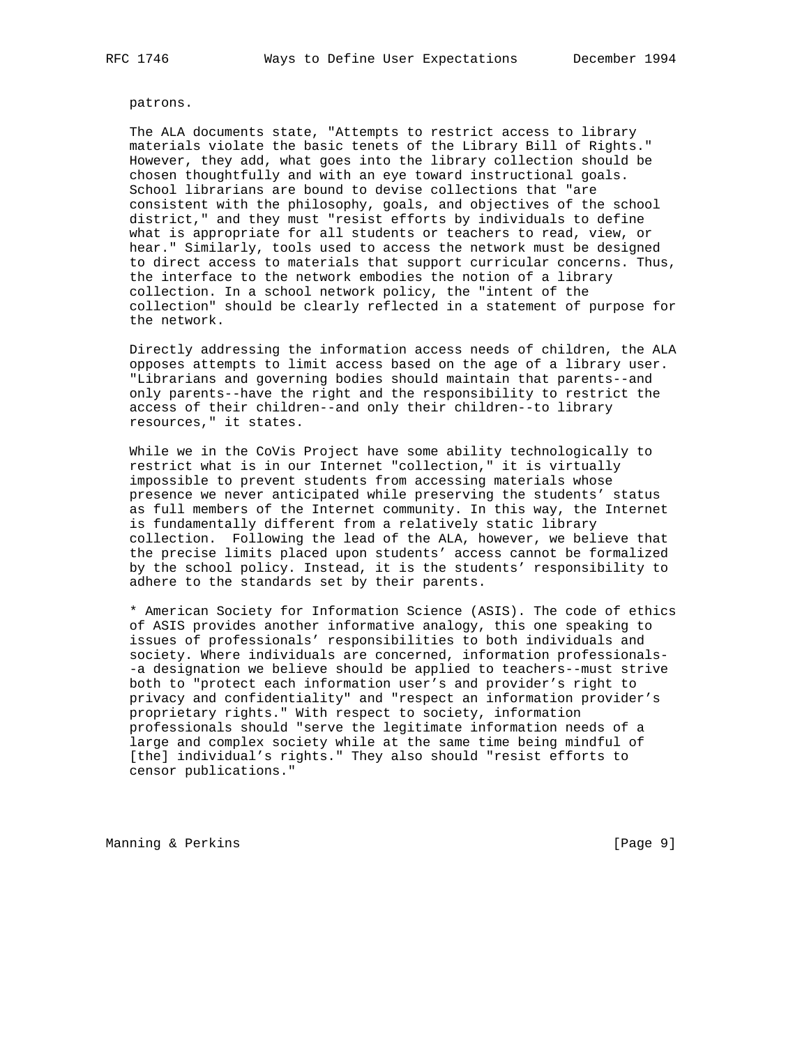patrons.

The ALA documents state, "Attempts to restrict access to library materials violate the basic tenets of the Library Bill of Rights." However, they add, what goes into the library collection should be chosen thoughtfully and with an eye toward instructional goals. School librarians are bound to devise collections that "are consistent with the philosophy, goals, and objectives of the school district," and they must "resist efforts by individuals to define what is appropriate for all students or teachers to read, view, or hear." Similarly, tools used to access the network must be designed to direct access to materials that support curricular concerns. Thus, the interface to the network embodies the notion of a library collection. In a school network policy, the "intent of the collection" should be clearly reflected in a statement of purpose for the network.

Directly addressing the information access needs of children, the ALA opposes attempts to limit access based on the age of a library user. "Librarians and governing bodies should maintain that parents--and only parents--have the right and the responsibility to restrict the access of their children--and only their children--to library resources," it states.

While we in the CoVis Project have some ability technologically to restrict what is in our Internet "collection," it is virtually impossible to prevent students from accessing materials whose presence we never anticipated while preserving the students' status as full members of the Internet community. In this way, the Internet is fundamentally different from a relatively static library collection. Following the lead of the ALA, however, we believe that the precise limits placed upon students' access cannot be formalized by the school policy. Instead, it is the students' responsibility to adhere to the standards set by their parents.

* American Society for Information Science (ASIS). The code of ethics of ASIS provides another informative analogy, this one speaking to issues of professionals' responsibilities to both individuals and society. Where individuals are concerned, information professionals--a designation we believe should be applied to teachers--must strive both to "protect each information user's and provider's right to privacy and confidentiality" and "respect an information provider's proprietary rights." With respect to society, information professionals should "serve the legitimate information needs of a large and complex society while at the same time being mindful of [the] individual's rights." They also should "resist efforts to censor publications."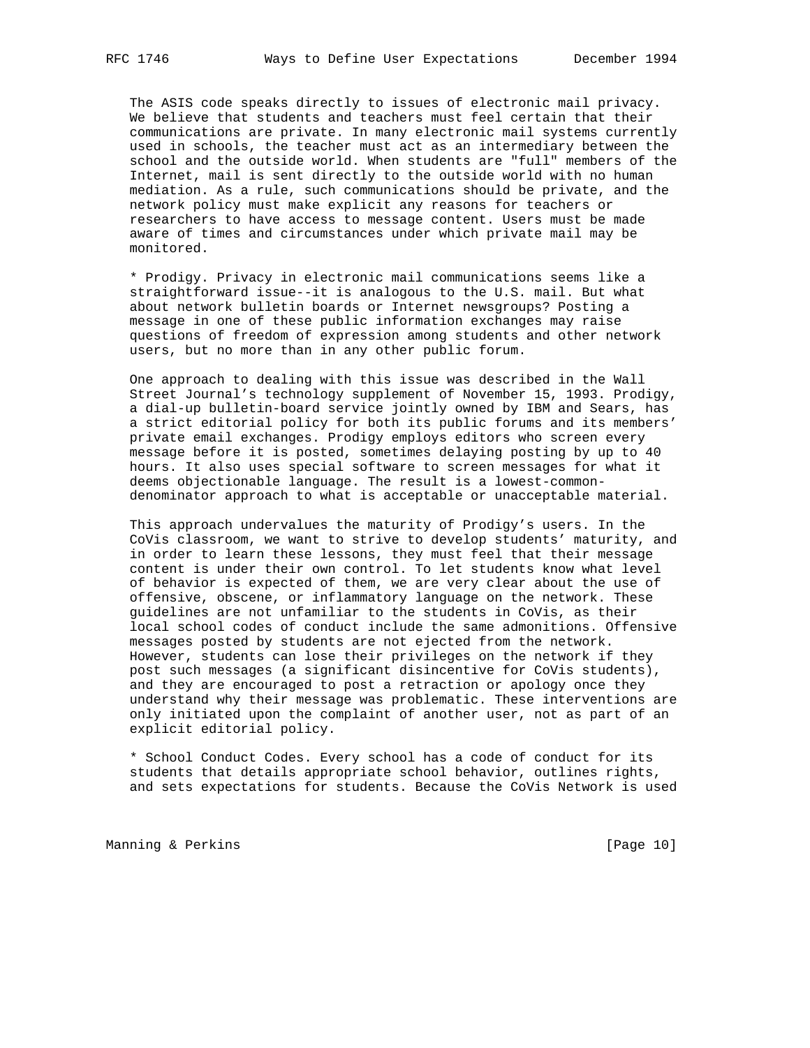The ASIS code speaks directly to issues of electronic mail privacy. We believe that students and teachers must feel certain that their communications are private. In many electronic mail systems currently used in schools, the teacher must act as an intermediary between the school and the outside world. When students are "full" members of the Internet, mail is sent directly to the outside world with no human mediation. As a rule, such communications should be private, and the network policy must make explicit any reasons for teachers or researchers to have access to message content. Users must be made aware of times and circumstances under which private mail may be monitored.

* Prodigy. Privacy in electronic mail communications seems like a straightforward issue--it is analogous to the U.S. mail. But what about network bulletin boards or Internet newsgroups? Posting a message in one of these public information exchanges may raise questions of freedom of expression among students and other network users, but no more than in any other public forum.

One approach to dealing with this issue was described in the Wall Street Journal's technology supplement of November 15, 1993. Prodigy, a dial-up bulletin-board service jointly owned by IBM and Sears, has a strict editorial policy for both its public forums and its members' private email exchanges. Prodigy employs editors who screen every message before it is posted, sometimes delaying posting by up to 40 hours. It also uses special software to screen messages for what it deems objectionable language. The result is a lowest-common-denominator approach to what is acceptable or unacceptable material.

This approach undervalues the maturity of Prodigy's users. In the CoVis classroom, we want to strive to develop students' maturity, and in order to learn these lessons, they must feel that their message content is under their own control. To let students know what level of behavior is expected of them, we are very clear about the use of offensive, obscene, or inflammatory language on the network. These guidelines are not unfamiliar to the students in CoVis, as their local school codes of conduct include the same admonitions. Offensive messages posted by students are not ejected from the network. However, students can lose their privileges on the network if they post such messages (a significant disincentive for CoVis students), and they are encouraged to post a retraction or apology once they understand why their message was problematic. These interventions are only initiated upon the complaint of another user, not as part of an explicit editorial policy.

* School Conduct Codes. Every school has a code of conduct for its students that details appropriate school behavior, outlines rights, and sets expectations for students. Because the CoVis Network is used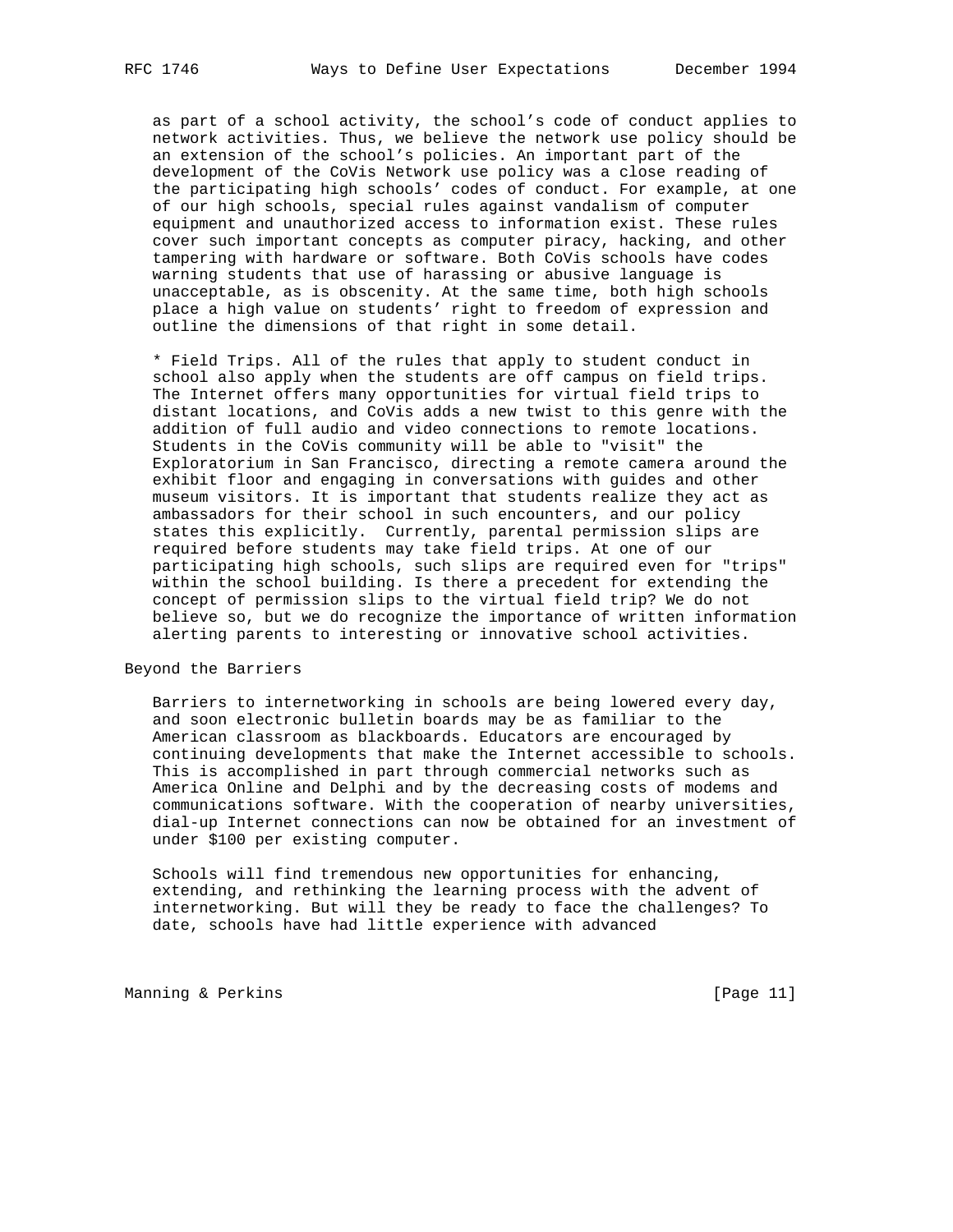as part of a school activity, the school's code of conduct applies to network activities. Thus, we believe the network use policy should be an extension of the school's policies. An important part of the development of the CoVis Network use policy was a close reading of the participating high schools' codes of conduct. For example, at one of our high schools, special rules against vandalism of computer equipment and unauthorized access to information exist. These rules cover such important concepts as computer piracy, hacking, and other tampering with hardware or software. Both CoVis schools have codes warning students that use of harassing or abusive language is unacceptable, as is obscenity. At the same time, both high schools place a high value on students' right to freedom of expression and outline the dimensions of that right in some detail.

* Field Trips. All of the rules that apply to student conduct in school also apply when the students are off campus on field trips. The Internet offers many opportunities for virtual field trips to distant locations, and CoVis adds a new twist to this genre with the addition of full audio and video connections to remote locations. Students in the CoVis community will be able to "visit" the Exploratorium in San Francisco, directing a remote camera around the exhibit floor and engaging in conversations with guides and other museum visitors. It is important that students realize they act as ambassadors for their school in such encounters, and our policy states this explicitly. Currently, parental permission slips are required before students may take field trips. At one of our participating high schools, such slips are required even for "trips" within the school building. Is there a precedent for extending the concept of permission slips to the virtual field trip? We do not believe so, but we do recognize the importance of written information alerting parents to interesting or innovative school activities.

## Beyond the Barriers

Barriers to internetworking in schools are being lowered every day, and soon electronic bulletin boards may be as familiar to the American classroom as blackboards. Educators are encouraged by continuing developments that make the Internet accessible to schools. This is accomplished in part through commercial networks such as America Online and Delphi and by the decreasing costs of modems and communications software. With the cooperation of nearby universities, dial-up Internet connections can now be obtained for an investment of under $100 per existing computer.

Schools will find tremendous new opportunities for enhancing, extending, and rethinking the learning process with the advent of internetworking. But will they be ready to face the challenges? To date, schools have had little experience with advanced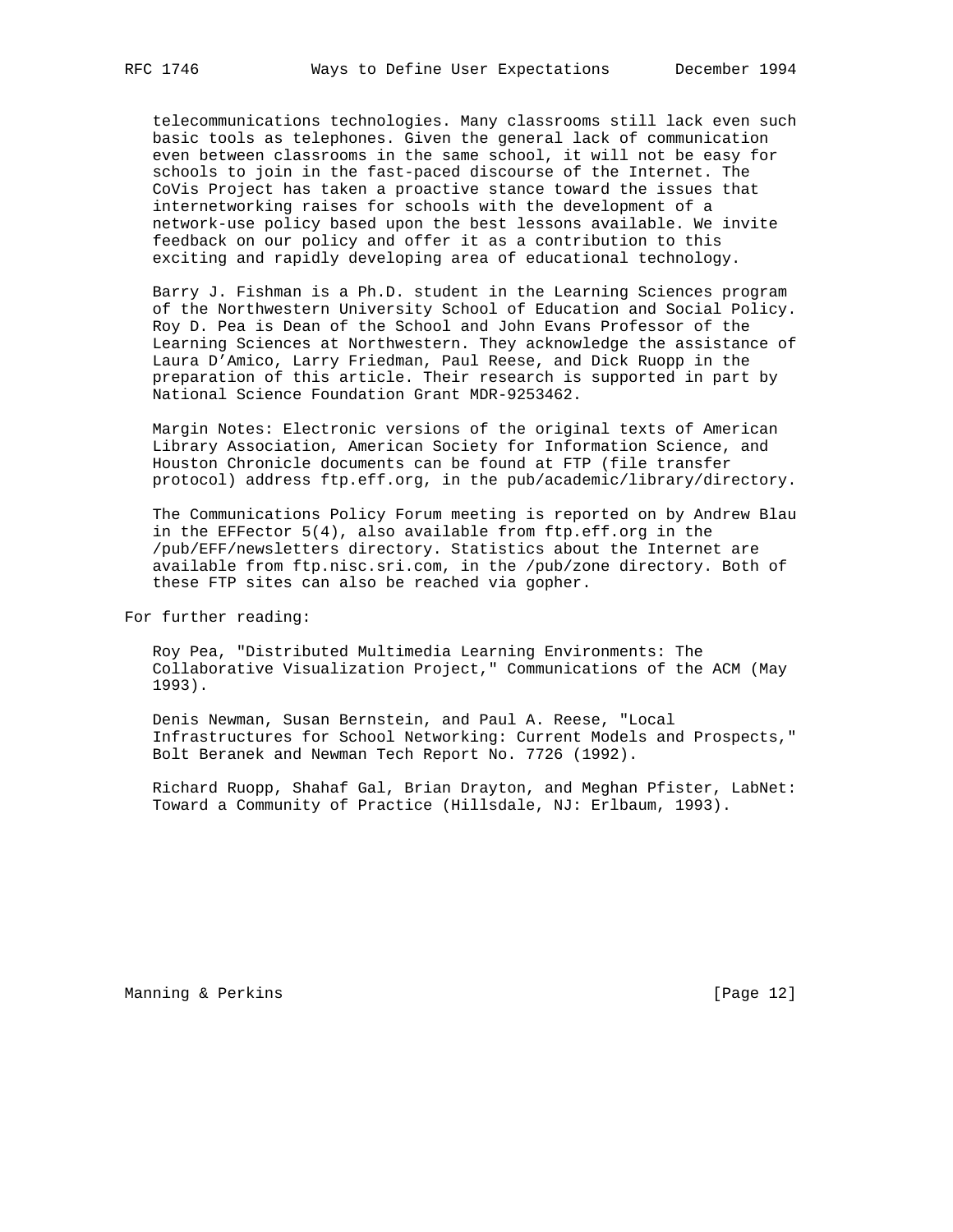telecommunications technologies. Many classrooms still lack even such basic tools as telephones. Given the general lack of communication even between classrooms in the same school, it will not be easy for schools to join in the fast-paced discourse of the Internet. The CoVis Project has taken a proactive stance toward the issues that internetworking raises for schools with the development of a network-use policy based upon the best lessons available. We invite feedback on our policy and offer it as a contribution to this exciting and rapidly developing area of educational technology.

Barry J. Fishman is a Ph.D. student in the Learning Sciences program of the Northwestern University School of Education and Social Policy. Roy D. Pea is Dean of the School and John Evans Professor of the Learning Sciences at Northwestern. They acknowledge the assistance of Laura D'Amico, Larry Friedman, Paul Reese, and Dick Ruopp in the preparation of this article. Their research is supported in part by National Science Foundation Grant MDR-9253462.

Margin Notes: Electronic versions of the original texts of American Library Association, American Society for Information Science, and Houston Chronicle documents can be found at FTP (file transfer protocol) address ftp.eff.org, in the pub/academic/library/directory.

The Communications Policy Forum meeting is reported on by Andrew Blau in the EFFector 5(4), also available from ftp.eff.org in the /pub/EFF/newsletters directory. Statistics about the Internet are available from ftp.nisc.sri.com, in the /pub/zone directory. Both of these FTP sites can also be reached via gopher.

For further reading:

Roy Pea, "Distributed Multimedia Learning Environments: The Collaborative Visualization Project," Communications of the ACM (May 1993).

Denis Newman, Susan Bernstein, and Paul A. Reese, "Local Infrastructures for School Networking: Current Models and Prospects," Bolt Beranek and Newman Tech Report No. 7726 (1992).

Richard Ruopp, Shahaf Gal, Brian Drayton, and Meghan Pfister, LabNet: Toward a Community of Practice (Hillsdale, NJ: Erlbaum, 1993).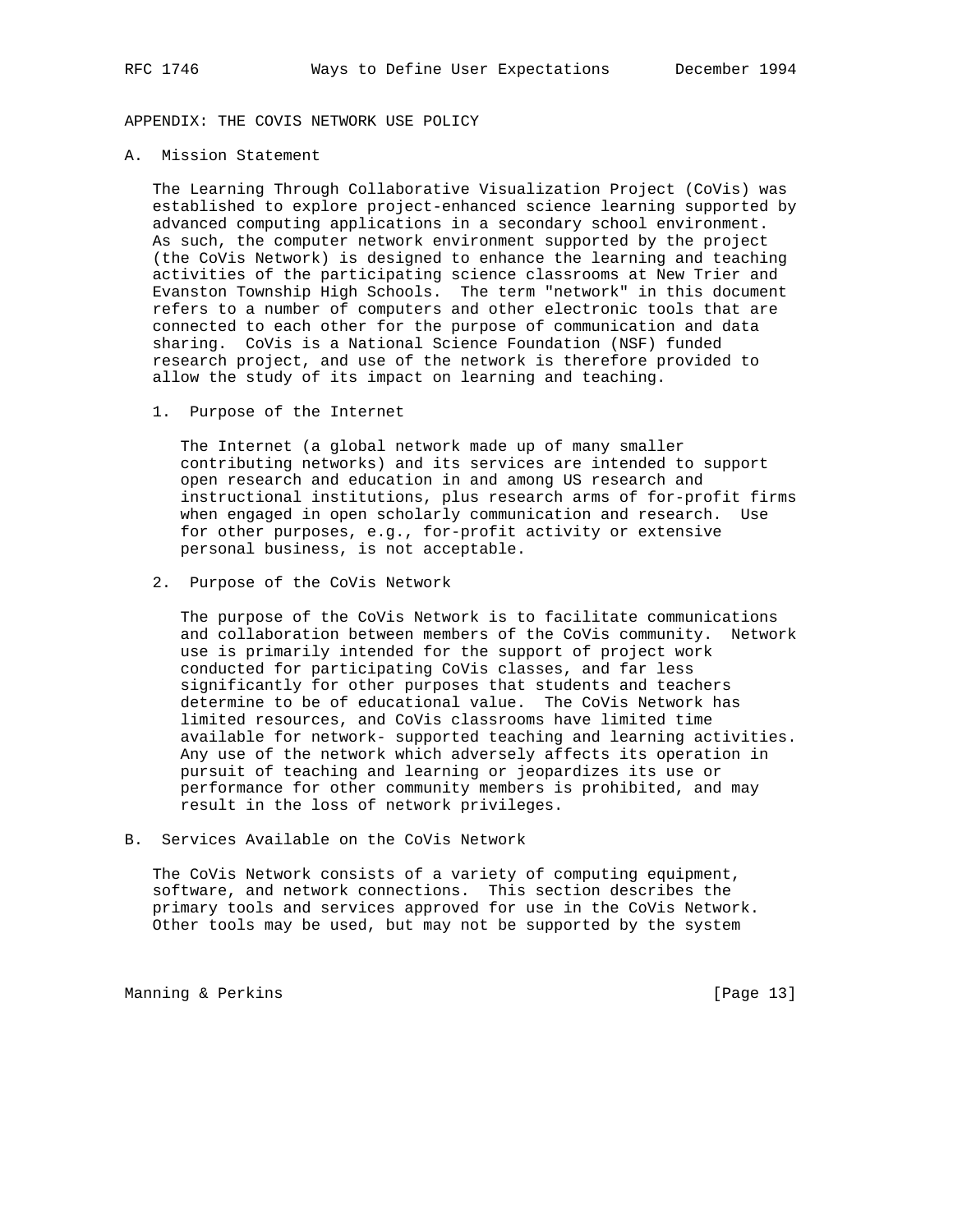## APPENDIX: THE COVIS NETWORK USE POLICY

### A. Mission Statement

The Learning Through Collaborative Visualization Project (CoVis) was established to explore project-enhanced science learning supported by advanced computing applications in a secondary school environment. As such, the computer network environment supported by the project (the CoVis Network) is designed to enhance the learning and teaching activities of the participating science classrooms at New Trier and Evanston Township High Schools. The term "network" in this document refers to a number of computers and other electronic tools that are connected to each other for the purpose of communication and data sharing. CoVis is a National Science Foundation (NSF) funded research project, and use of the network is therefore provided to allow the study of its impact on learning and teaching.

#### 1. Purpose of the Internet

The Internet (a global network made up of many smaller contributing networks) and its services are intended to support open research and education in and among US research and instructional institutions, plus research arms of for-profit firms when engaged in open scholarly communication and research. Use for other purposes, e.g., for-profit activity or extensive personal business, is not acceptable.

#### 2. Purpose of the CoVis Network

The purpose of the CoVis Network is to facilitate communications and collaboration between members of the CoVis community. Network use is primarily intended for the support of project work conducted for participating CoVis classes, and far less significantly for other purposes that students and teachers determine to be of educational value. The CoVis Network has limited resources, and CoVis classrooms have limited time available for network- supported teaching and learning activities. Any use of the network which adversely affects its operation in pursuit of teaching and learning or jeopardizes its use or performance for other community members is prohibited, and may result in the loss of network privileges.

### B. Services Available on the CoVis Network

The CoVis Network consists of a variety of computing equipment, software, and network connections. This section describes the primary tools and services approved for use in the CoVis Network. Other tools may be used, but may not be supported by the system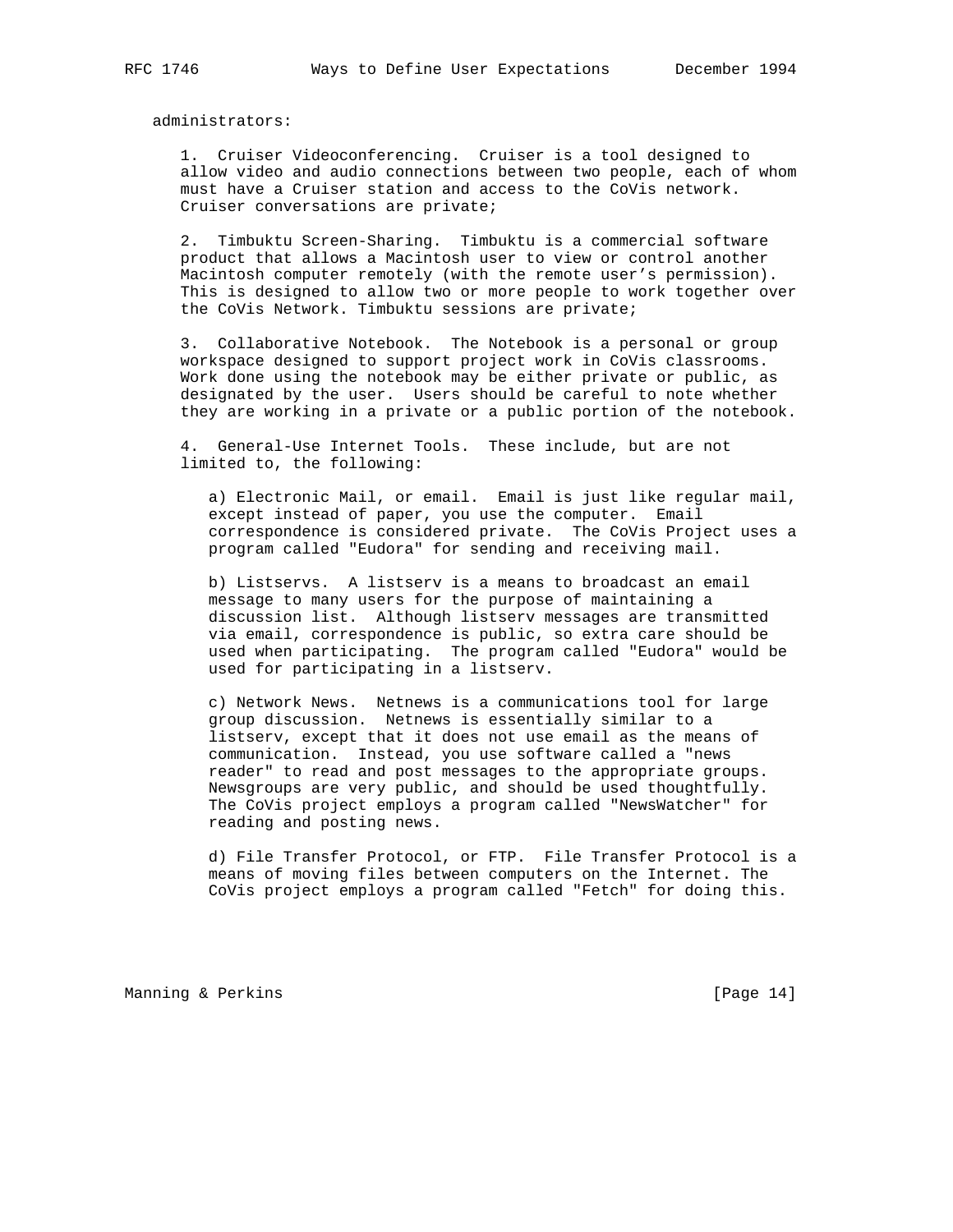administrators:

1. Cruiser Videoconferencing. Cruiser is a tool designed to allow video and audio connections between two people, each of whom must have a Cruiser station and access to the CoVis network. Cruiser conversations are private;

2. Timbuktu Screen-Sharing. Timbuktu is a commercial software product that allows a Macintosh user to view or control another Macintosh computer remotely (with the remote user's permission). This is designed to allow two or more people to work together over the CoVis Network. Timbuktu sessions are private;

3. Collaborative Notebook. The Notebook is a personal or group workspace designed to support project work in CoVis classrooms. Work done using the notebook may be either private or public, as designated by the user. Users should be careful to note whether they are working in a private or a public portion of the notebook.

4. General-Use Internet Tools. These include, but are not limited to, the following:

   a) Electronic Mail, or email. Email is just like regular mail, except instead of paper, you use the computer. Email correspondence is considered private. The CoVis Project uses a program called "Eudora" for sending and receiving mail.

   b) Listservs. A listserv is a means to broadcast an email message to many users for the purpose of maintaining a discussion list. Although listserv messages are transmitted via email, correspondence is public, so extra care should be used when participating. The program called "Eudora" would be used for participating in a listserv.

   c) Network News. Netnews is a communications tool for large group discussion. Netnews is essentially similar to a listserv, except that it does not use email as the means of communication. Instead, you use software called a "news reader" to read and post messages to the appropriate groups. Newsgroups are very public, and should be used thoughtfully. The CoVis project employs a program called "NewsWatcher" for reading and posting news.

   d) File Transfer Protocol, or FTP. File Transfer Protocol is a means of moving files between computers on the Internet. The CoVis project employs a program called "Fetch" for doing this.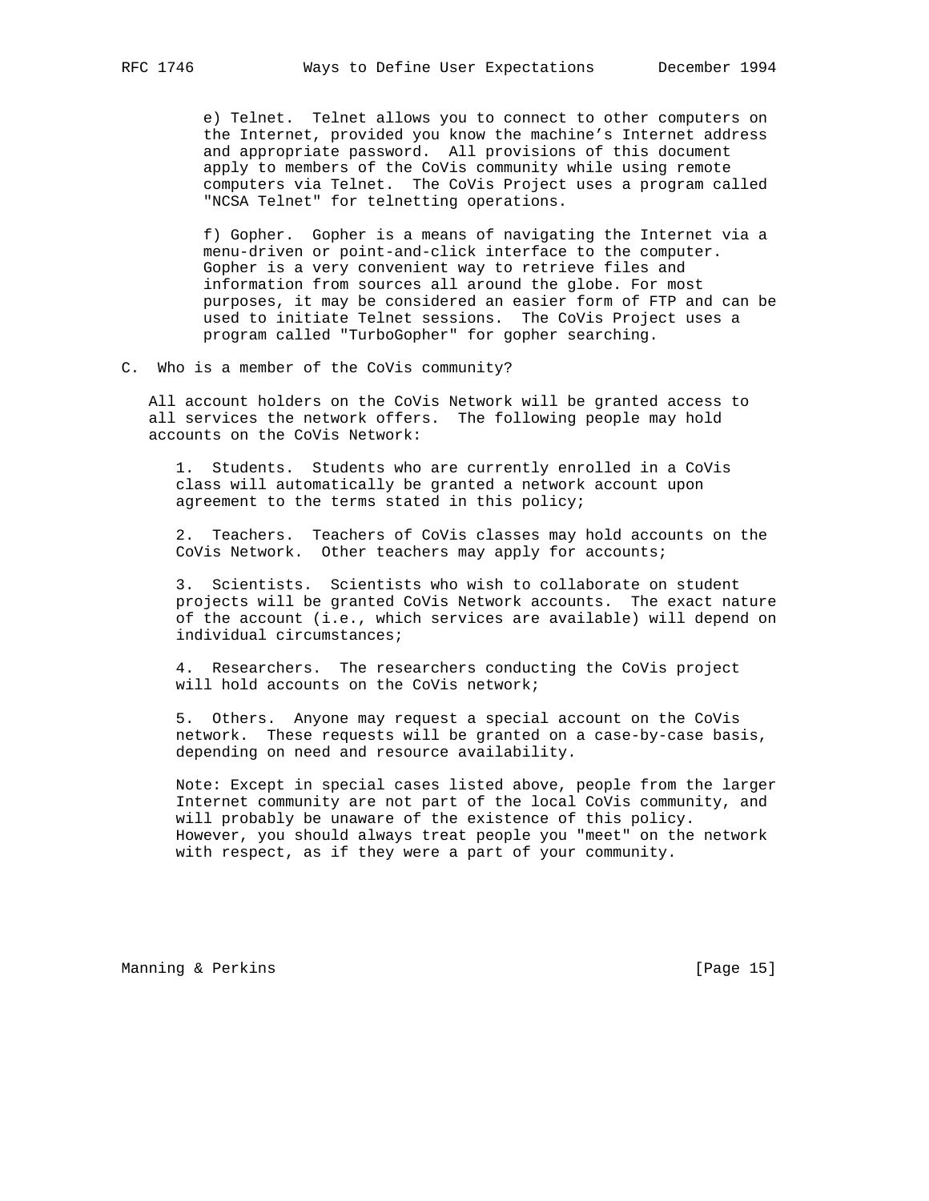e) Telnet. Telnet allows you to connect to other computers on the Internet, provided you know the machine's Internet address and appropriate password. All provisions of this document apply to members of the CoVis community while using remote computers via Telnet. The CoVis Project uses a program called "NCSA Telnet" for telnetting operations.

f) Gopher. Gopher is a means of navigating the Internet via a menu-driven or point-and-click interface to the computer. Gopher is a very convenient way to retrieve files and information from sources all around the globe. For most purposes, it may be considered an easier form of FTP and can be used to initiate Telnet sessions. The CoVis Project uses a program called "TurboGopher" for gopher searching.

C. Who is a member of the CoVis community?

All account holders on the CoVis Network will be granted access to all services the network offers. The following people may hold accounts on the CoVis Network:

1. Students. Students who are currently enrolled in a CoVis class will automatically be granted a network account upon agreement to the terms stated in this policy;

2. Teachers. Teachers of CoVis classes may hold accounts on the CoVis Network. Other teachers may apply for accounts;

3. Scientists. Scientists who wish to collaborate on student projects will be granted CoVis Network accounts. The exact nature of the account (i.e., which services are available) will depend on individual circumstances;

4. Researchers. The researchers conducting the CoVis project will hold accounts on the CoVis network;

5. Others. Anyone may request a special account on the CoVis network. These requests will be granted on a case-by-case basis, depending on need and resource availability.

Note: Except in special cases listed above, people from the larger Internet community are not part of the local CoVis community, and will probably be unaware of the existence of this policy. However, you should always treat people you "meet" on the network with respect, as if they were a part of your community.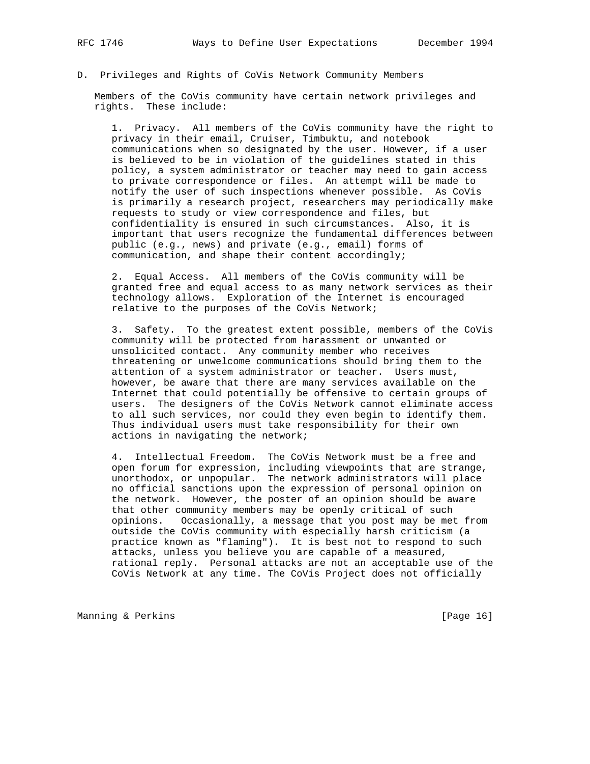## D. Privileges and Rights of CoVis Network Community Members

Members of the CoVis community have certain network privileges and rights. These include:

1. Privacy. All members of the CoVis community have the right to privacy in their email, Cruiser, Timbuktu, and notebook communications when so designated by the user. However, if a user is believed to be in violation of the guidelines stated in this policy, a system administrator or teacher may need to gain access to private correspondence or files. An attempt will be made to notify the user of such inspections whenever possible. As CoVis is primarily a research project, researchers may periodically make requests to study or view correspondence and files, but confidentiality is ensured in such circumstances. Also, it is important that users recognize the fundamental differences between public (e.g., news) and private (e.g., email) forms of communication, and shape their content accordingly;

2. Equal Access. All members of the CoVis community will be granted free and equal access to as many network services as their technology allows. Exploration of the Internet is encouraged relative to the purposes of the CoVis Network;

3. Safety. To the greatest extent possible, members of the CoVis community will be protected from harassment or unwanted or unsolicited contact. Any community member who receives threatening or unwelcome communications should bring them to the attention of a system administrator or teacher. Users must, however, be aware that there are many services available on the Internet that could potentially be offensive to certain groups of users. The designers of the CoVis Network cannot eliminate access to all such services, nor could they even begin to identify them. Thus individual users must take responsibility for their own actions in navigating the network;

4. Intellectual Freedom. The CoVis Network must be a free and open forum for expression, including viewpoints that are strange, unorthodox, or unpopular. The network administrators will place no official sanctions upon the expression of personal opinion on the network. However, the poster of an opinion should be aware that other community members may be openly critical of such opinions. Occasionally, a message that you post may be met from outside the CoVis community with especially harsh criticism (a practice known as "flaming"). It is best not to respond to such attacks, unless you believe you are capable of a measured, rational reply. Personal attacks are not an acceptable use of the CoVis Network at any time. The CoVis Project does not officially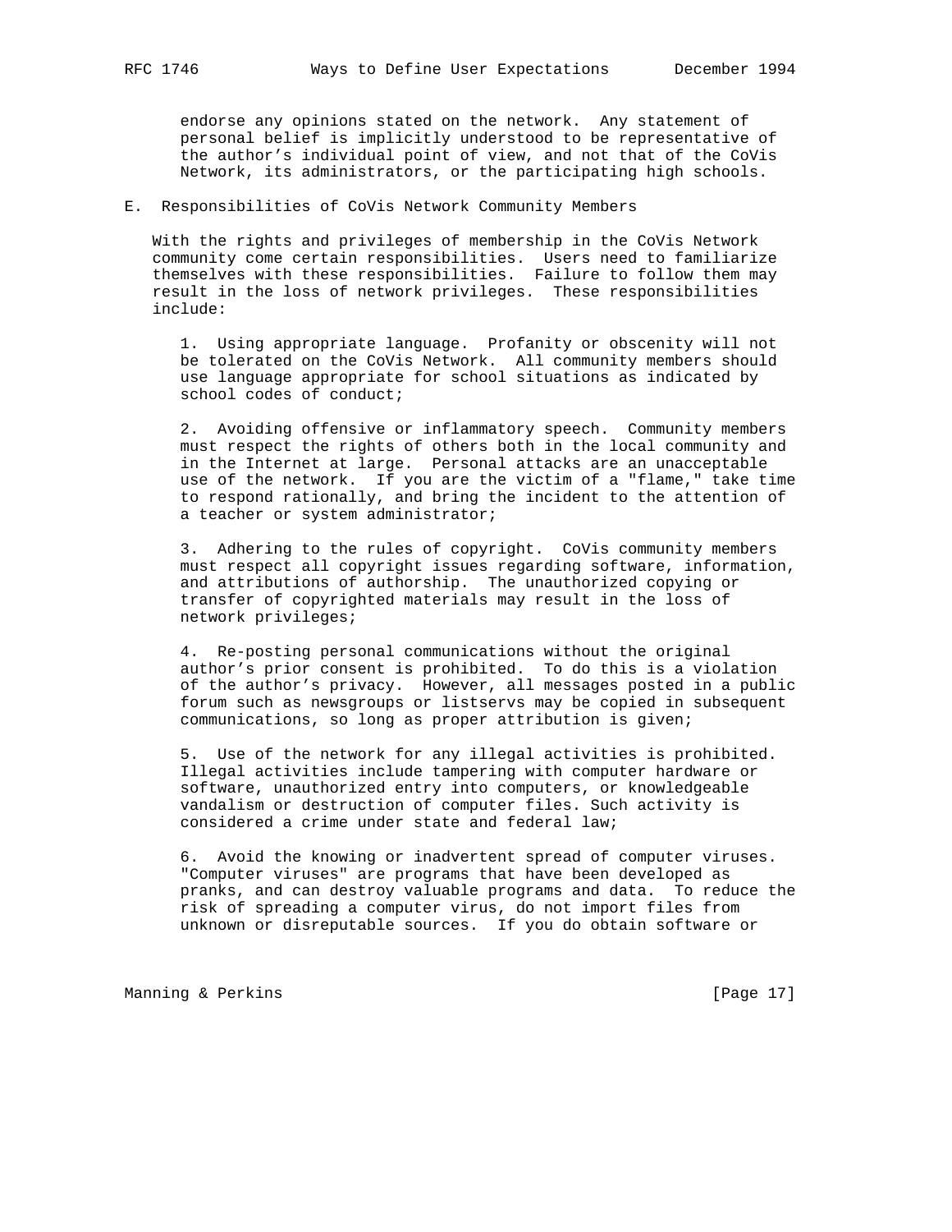endorse any opinions stated on the network. Any statement of personal belief is implicitly understood to be representative of the author’s individual point of view, and not that of the CoVis Network, its administrators, or the participating high schools.

E. Responsibilities of CoVis Network Community Members

With the rights and privileges of membership in the CoVis Network community come certain responsibilities. Users need to familiarize themselves with these responsibilities. Failure to follow them may result in the loss of network privileges. These responsibilities include:

1. Using appropriate language. Profanity or obscenity will not be tolerated on the CoVis Network. All community members should use language appropriate for school situations as indicated by school codes of conduct;

2. Avoiding offensive or inflammatory speech. Community members must respect the rights of others both in the local community and in the Internet at large. Personal attacks are an unacceptable use of the network. If you are the victim of a "flame," take time to respond rationally, and bring the incident to the attention of a teacher or system administrator;

3. Adhering to the rules of copyright. CoVis community members must respect all copyright issues regarding software, information, and attributions of authorship. The unauthorized copying or transfer of copyrighted materials may result in the loss of network privileges;

4. Re-posting personal communications without the original author’s prior consent is prohibited. To do this is a violation of the author’s privacy. However, all messages posted in a public forum such as newsgroups or listservs may be copied in subsequent communications, so long as proper attribution is given;

5. Use of the network for any illegal activities is prohibited. Illegal activities include tampering with computer hardware or software, unauthorized entry into computers, or knowledgeable vandalism or destruction of computer files. Such activity is considered a crime under state and federal law;

6. Avoid the knowing or inadvertent spread of computer viruses. "Computer viruses" are programs that have been developed as pranks, and can destroy valuable programs and data. To reduce the risk of spreading a computer virus, do not import files from unknown or disreputable sources. If you do obtain software or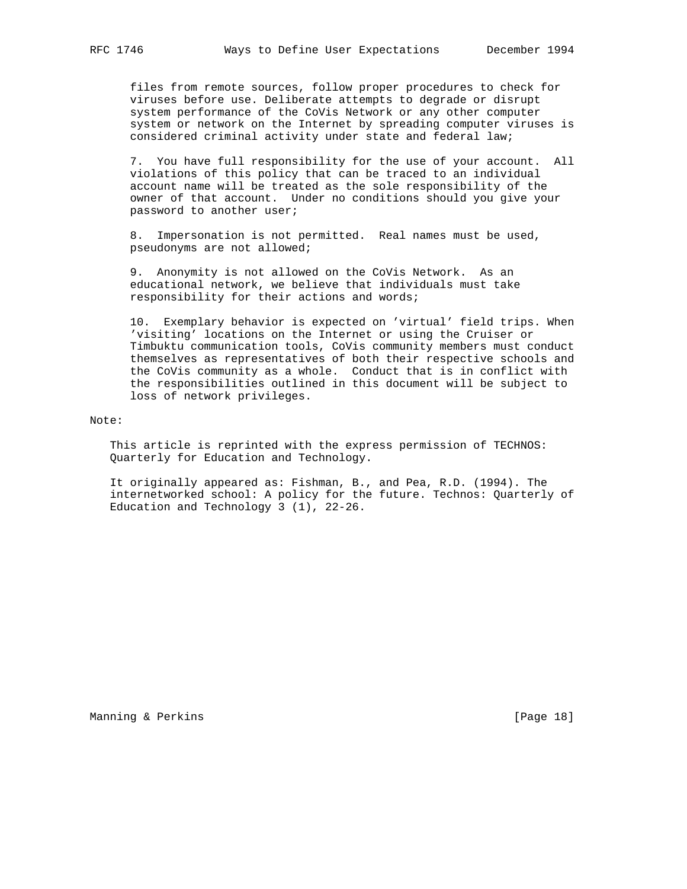files from remote sources, follow proper procedures to check for viruses before use. Deliberate attempts to degrade or disrupt system performance of the CoVis Network or any other computer system or network on the Internet by spreading computer viruses is considered criminal activity under state and federal law;

7. You have full responsibility for the use of your account. All violations of this policy that can be traced to an individual account name will be treated as the sole responsibility of the owner of that account. Under no conditions should you give your password to another user;

8. Impersonation is not permitted. Real names must be used, pseudonyms are not allowed;

9. Anonymity is not allowed on the CoVis Network. As an educational network, we believe that individuals must take responsibility for their actions and words;

10. Exemplary behavior is expected on 'virtual' field trips. When 'visiting' locations on the Internet or using the Cruiser or Timbuktu communication tools, CoVis community members must conduct themselves as representatives of both their respective schools and the CoVis community as a whole. Conduct that is in conflict with the responsibilities outlined in this document will be subject to loss of network privileges.

Note:

This article is reprinted with the express permission of TECHNOS: Quarterly for Education and Technology.

It originally appeared as: Fishman, B., and Pea, R.D. (1994). The internetworked school: A policy for the future. Technos: Quarterly of Education and Technology 3 (1), 22-26.